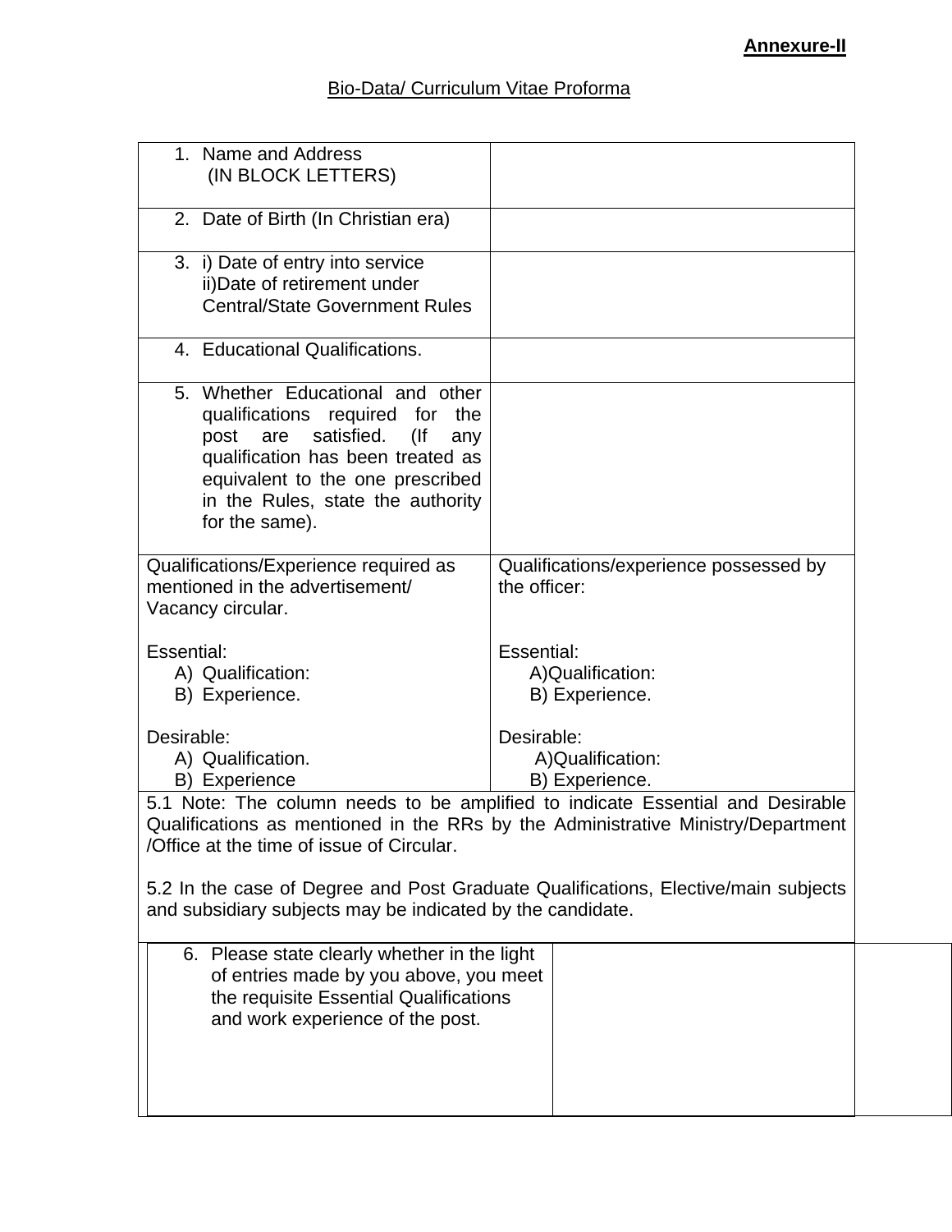**Annexure-II**

Bio-Data/ Curriculum Vitae Proforma

| | |
|---|---|
| 1. Name and Address (IN BLOCK LETTERS) | |
| 2. Date of Birth (In Christian era) | |
| 3. i) Date of entry into service<br>ii)Date of retirement under Central/State Government Rules | |
| 4. Educational Qualifications. | |
| 5. Whether Educational and other qualifications required for the post are satisfied. (If any qualification has been treated as equivalent to the one prescribed in the Rules, state the authority for the same). | |
| Qualifications/Experience required as mentioned in the advertisement/ Vacancy circular.<br><br>Essential:<br>A) Qualification:<br>B) Experience.<br><br>Desirable:<br>A) Qualification.<br>B) Experience | Qualifications/experience possessed by the officer:<br><br>Essential:<br>A)Qualification:<br>B) Experience.<br><br>Desirable:<br>A)Qualification:<br>B) Experience. |
| 5.1 Note: The column needs to be amplified to indicate Essential and Desirable Qualifications as mentioned in the RRs by the Administrative Ministry/Department /Office at the time of issue of Circular.<br><br>5.2 In the case of Degree and Post Graduate Qualifications, Elective/main subjects and subsidiary subjects may be indicated by the candidate. | |
| 6. Please state clearly whether in the light of entries made by you above, you meet the requisite Essential Qualifications and work experience of the post. | |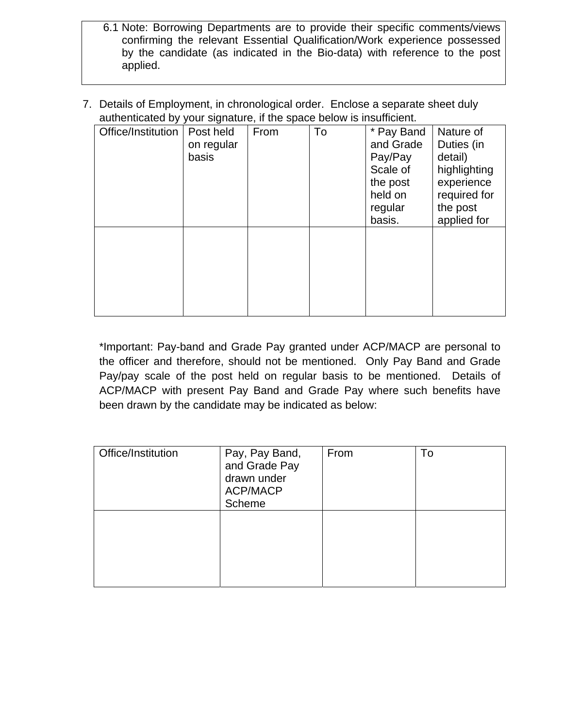| 6.1 Note: Borrowing Departments are to provide their specific comments/views confirming the relevant Essential Qualification/Work experience possessed by the candidate (as indicated in the Bio-data) with reference to the post applied. |
|---|

7. Details of Employment, in chronological order. Enclose a separate sheet duly authenticated by your signature, if the space below is insufficient.

| Office/Institution | Post held on regular basis | From | To | * Pay Band and Grade Pay/Pay Scale of the post held on regular basis. | Nature of Duties (in detail) highlighting experience required for the post applied for |
|---|---|---|---|---|---|
| | | | | | |

*Important: Pay-band and Grade Pay granted under ACP/MACP are personal to the officer and therefore, should not be mentioned. Only Pay Band and Grade Pay/pay scale of the post held on regular basis to be mentioned. Details of ACP/MACP with present Pay Band and Grade Pay where such benefits have been drawn by the candidate may be indicated as below:

| Office/Institution | Pay, Pay Band, and Grade Pay drawn under ACP/MACP Scheme | From | To |
|---|---|---|---|
| | | | |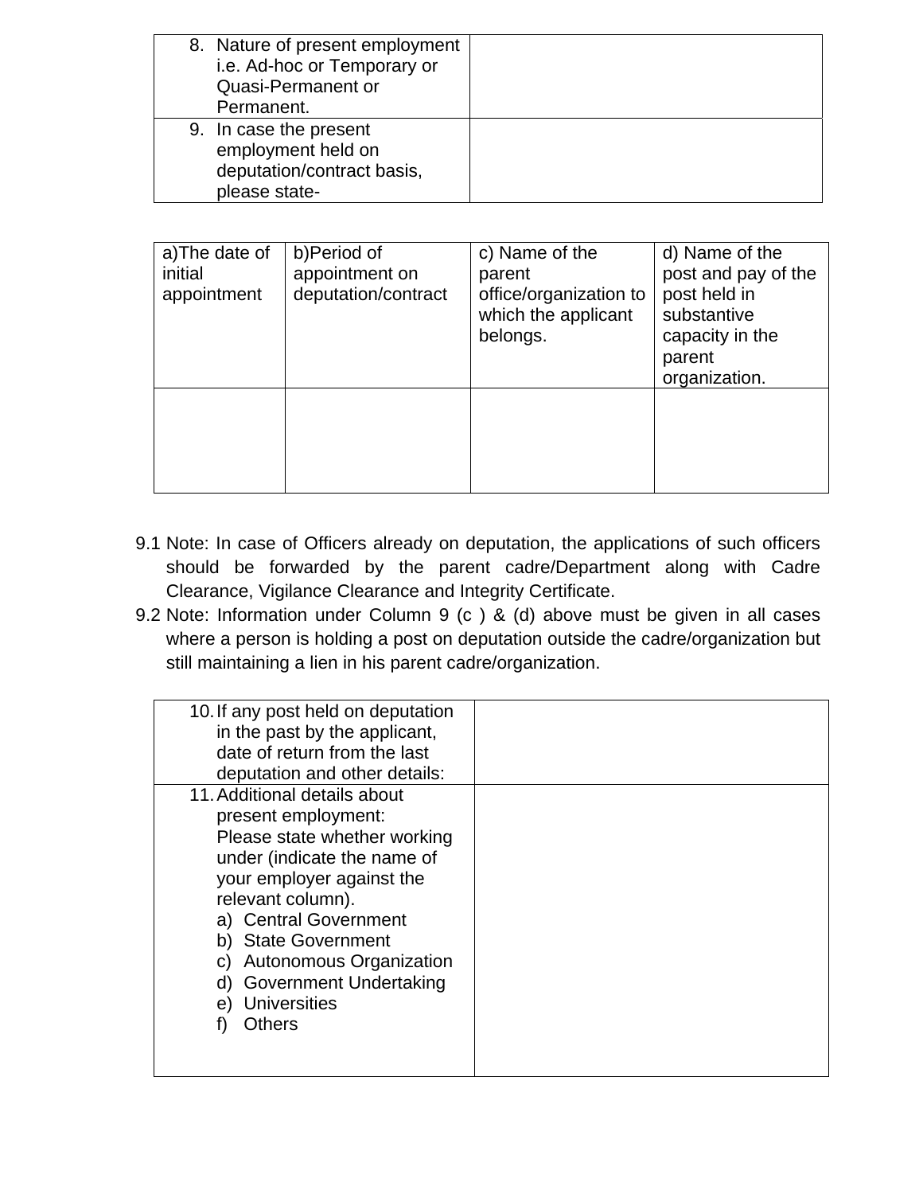| | |
|---|---|
| 8. Nature of present employment i.e. Ad-hoc or Temporary or Quasi-Permanent or Permanent. | |
| 9. In case the present employment held on deputation/contract basis, please state- | |

| a)The date of initial appointment | b)Period of appointment on deputation/contract | c) Name of the parent office/organization to which the applicant belongs. | d) Name of the post and pay of the post held in substantive capacity in the parent organization. |
|---|---|---|---|
| | | | |

9.1 Note: In case of Officers already on deputation, the applications of such officers should be forwarded by the parent cadre/Department along with Cadre Clearance, Vigilance Clearance and Integrity Certificate.

9.2 Note: Information under Column 9 (c ) & (d) above must be given in all cases where a person is holding a post on deputation outside the cadre/organization but still maintaining a lien in his parent cadre/organization.

| | |
|---|---|
| 10. If any post held on deputation in the past by the applicant, date of return from the last deputation and other details: | |
| 11. Additional details about present employment: Please state whether working under (indicate the name of your employer against the relevant column). a) Central Government b) State Government c) Autonomous Organization d) Government Undertaking e) Universities f) Others | |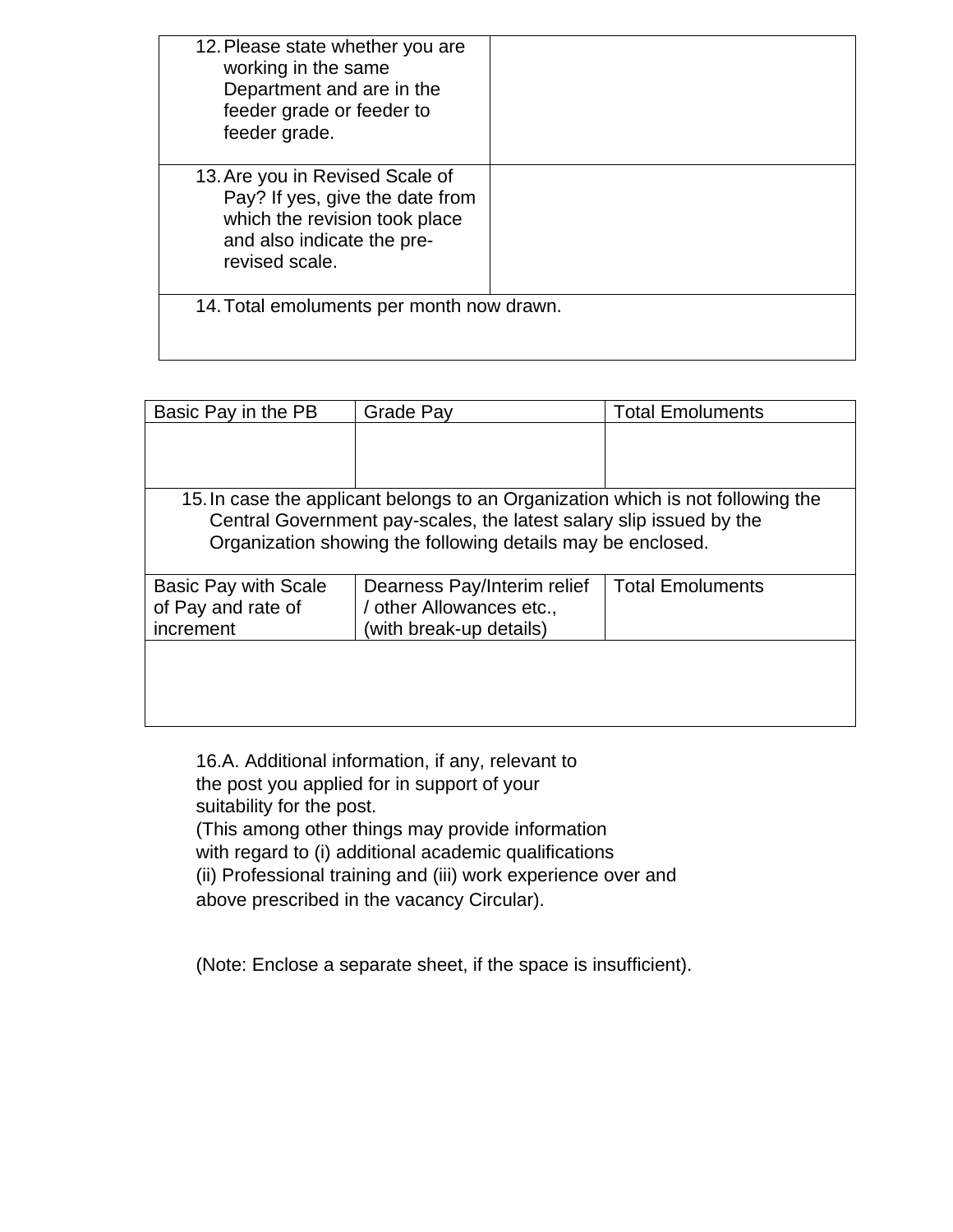| 12. Please state whether you are working in the same Department and are in the feeder grade or feeder to feeder grade. | |
|---|---|
| 13. Are you in Revised Scale of Pay? If yes, give the date from which the revision took place and also indicate the pre-revised scale. | |
| 14. Total emoluments per month now drawn. | |

| Basic Pay in the PB | Grade Pay | Total Emoluments |
|---|---|---|
| | | |
| 15. In case the applicant belongs to an Organization which is not following the Central Government pay-scales, the latest salary slip issued by the Organization showing the following details may be enclosed. | | |
| Basic Pay with Scale of Pay and rate of increment | Dearness Pay/Interim relief / other Allowances etc., (with break-up details) | Total Emoluments |
| | | |

16.A. Additional information, if any, relevant to the post you applied for in support of your suitability for the post.
(This among other things may provide information with regard to (i) additional academic qualifications (ii) Professional training and (iii) work experience over and above prescribed in the vacancy Circular).

(Note: Enclose a separate sheet, if the space is insufficient).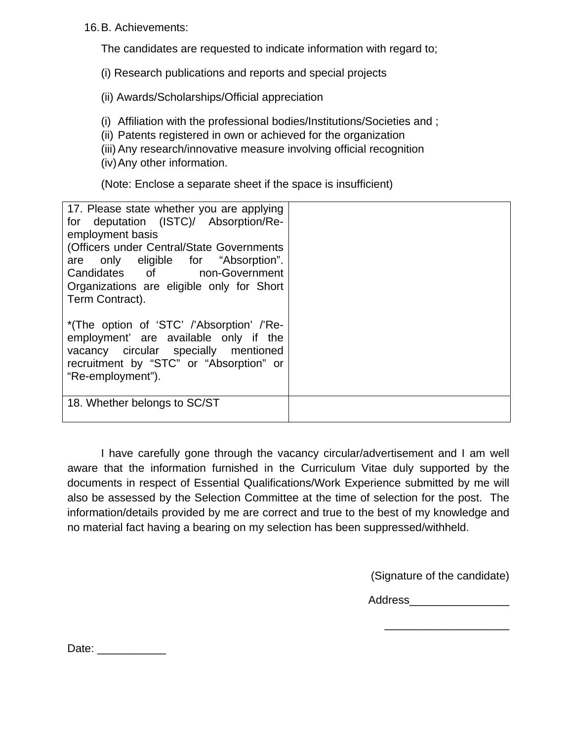16. B. Achievements:

The candidates are requested to indicate information with regard to;

(i) Research publications and reports and special projects

(ii) Awards/Scholarships/Official appreciation

(i) Affiliation with the professional bodies/Institutions/Societies and ;
(ii) Patents registered in own or achieved for the organization
(iii) Any research/innovative measure involving official recognition
(iv) Any other information.

(Note: Enclose a separate sheet if the space is insufficient)

| | |
|---|---|
| 17. Please state whether you are applying for deputation (ISTC)/ Absorption/Re-employment basis<br>(Officers under Central/State Governments are only eligible for “Absorption”. Candidates of non-Government Organizations are eligible only for Short Term Contract).<br><br>*(The option of ‘STC’ /’Absorption’ /’Re-employment’ are available only if the vacancy circular specially mentioned recruitment by “STC” or “Absorption” or “Re-employment”). | |
| 18. Whether belongs to SC/ST | |

I have carefully gone through the vacancy circular/advertisement and I am well aware that the information furnished in the Curriculum Vitae duly supported by the documents in respect of Essential Qualifications/Work Experience submitted by me will also be assessed by the Selection Committee at the time of selection for the post. The information/details provided by me are correct and true to the best of my knowledge and no material fact having a bearing on my selection has been suppressed/withheld.

(Signature of the candidate)

Address________________

____________________

Date: ___________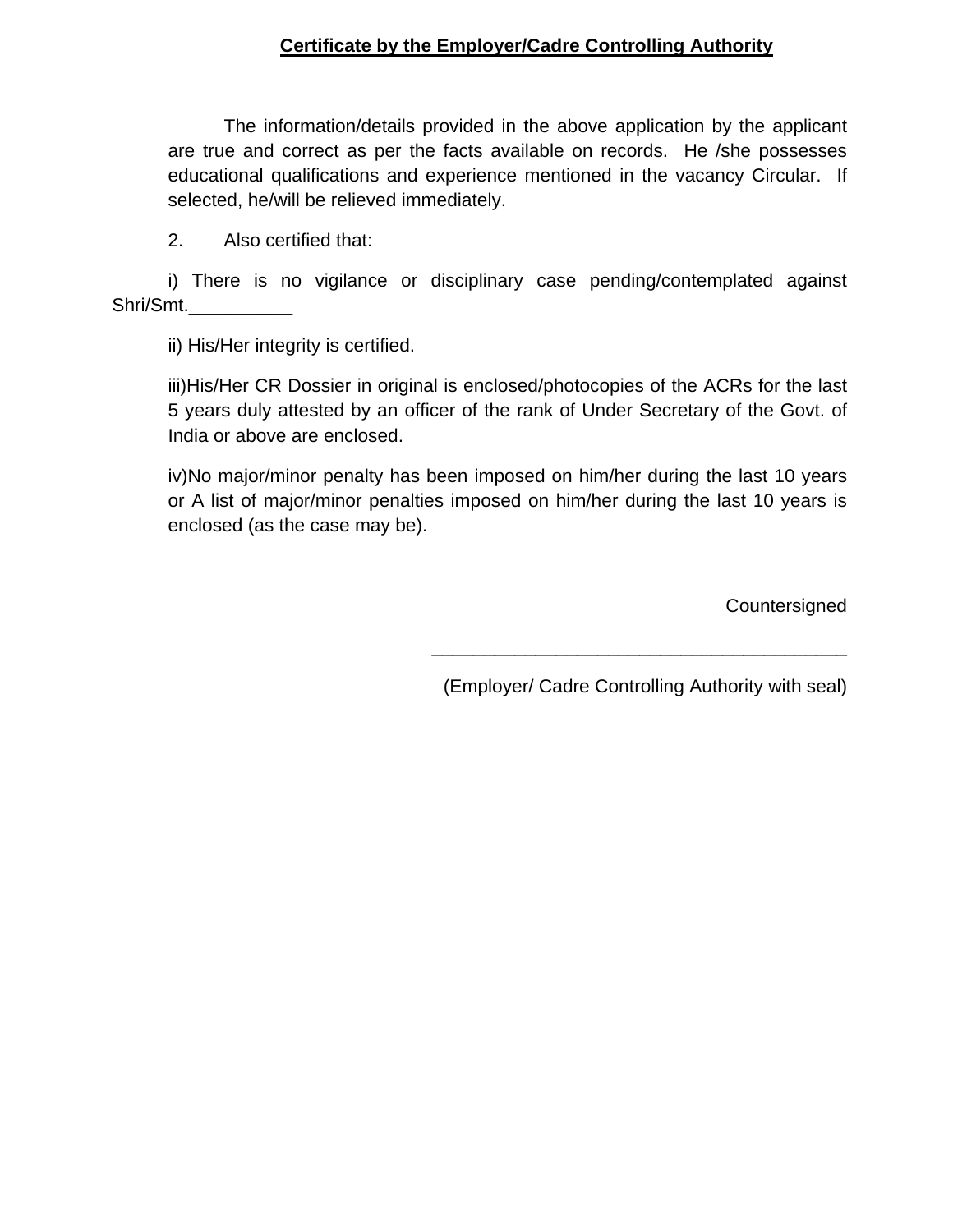**<u>Certificate by the Employer/Cadre Controlling Authority</u>**

The information/details provided in the above application by the applicant are true and correct as per the facts available on records. He /she possesses educational qualifications and experience mentioned in the vacancy Circular. If selected, he/will be relieved immediately.

2. Also certified that:

i) There is no vigilance or disciplinary case pending/contemplated against Shri/Smt.__________

ii) His/Her integrity is certified.

iii)His/Her CR Dossier in original is enclosed/photocopies of the ACRs for the last 5 years duly attested by an officer of the rank of Under Secretary of the Govt. of India or above are enclosed.

iv)No major/minor penalty has been imposed on him/her during the last 10 years or A list of major/minor penalties imposed on him/her during the last 10 years is enclosed (as the case may be).

Countersigned

________________________________________

(Employer/ Cadre Controlling Authority with seal)